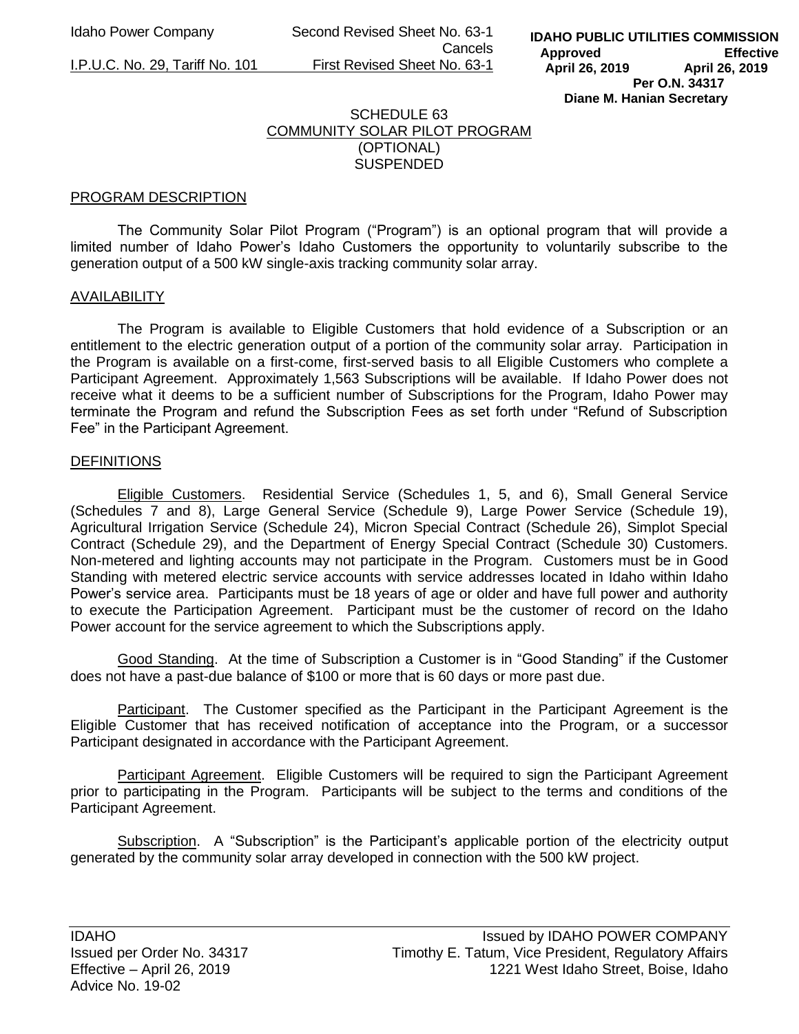# SCHEDULE 63

## COMMUNITY SOLAR PILOT PROGRAM

(OPTIONAL)

SUSPENDED

### PROGRAM DESCRIPTION

The Community Solar Pilot Program ("Program") is an optional program that will provide a limited number of Idaho Power's Idaho Customers the opportunity to voluntarily subscribe to the generation output of a 500 kW single-axis tracking community solar array.

### AVAILABILITY

The Program is available to Eligible Customers that hold evidence of a Subscription or an entitlement to the electric generation output of a portion of the community solar array. Participation in the Program is available on a first-come, first-served basis to all Eligible Customers who complete a Participant Agreement. Approximately 1,563 Subscriptions will be available. If Idaho Power does not receive what it deems to be a sufficient number of Subscriptions for the Program, Idaho Power may terminate the Program and refund the Subscription Fees as set forth under "Refund of Subscription Fee" in the Participant Agreement.

### DEFINITIONS

Eligible Customers. Residential Service (Schedules 1, 5, and 6), Small General Service (Schedules 7 and 8), Large General Service (Schedule 9), Large Power Service (Schedule 19), Agricultural Irrigation Service (Schedule 24), Micron Special Contract (Schedule 26), Simplot Special Contract (Schedule 29), and the Department of Energy Special Contract (Schedule 30) Customers. Non-metered and lighting accounts may not participate in the Program. Customers must be in Good Standing with metered electric service accounts with service addresses located in Idaho within Idaho Power's service area. Participants must be 18 years of age or older and have full power and authority to execute the Participation Agreement. Participant must be the customer of record on the Idaho Power account for the service agreement to which the Subscriptions apply.

Good Standing. At the time of Subscription a Customer is in "Good Standing" if the Customer does not have a past-due balance of $100 or more that is 60 days or more past due.

Participant. The Customer specified as the Participant in the Participant Agreement is the Eligible Customer that has received notification of acceptance into the Program, or a successor Participant designated in accordance with the Participant Agreement.

Participant Agreement. Eligible Customers will be required to sign the Participant Agreement prior to participating in the Program. Participants will be subject to the terms and conditions of the Participant Agreement.

Subscription. A "Subscription" is the Participant's applicable portion of the electricity output generated by the community solar array developed in connection with the 500 kW project.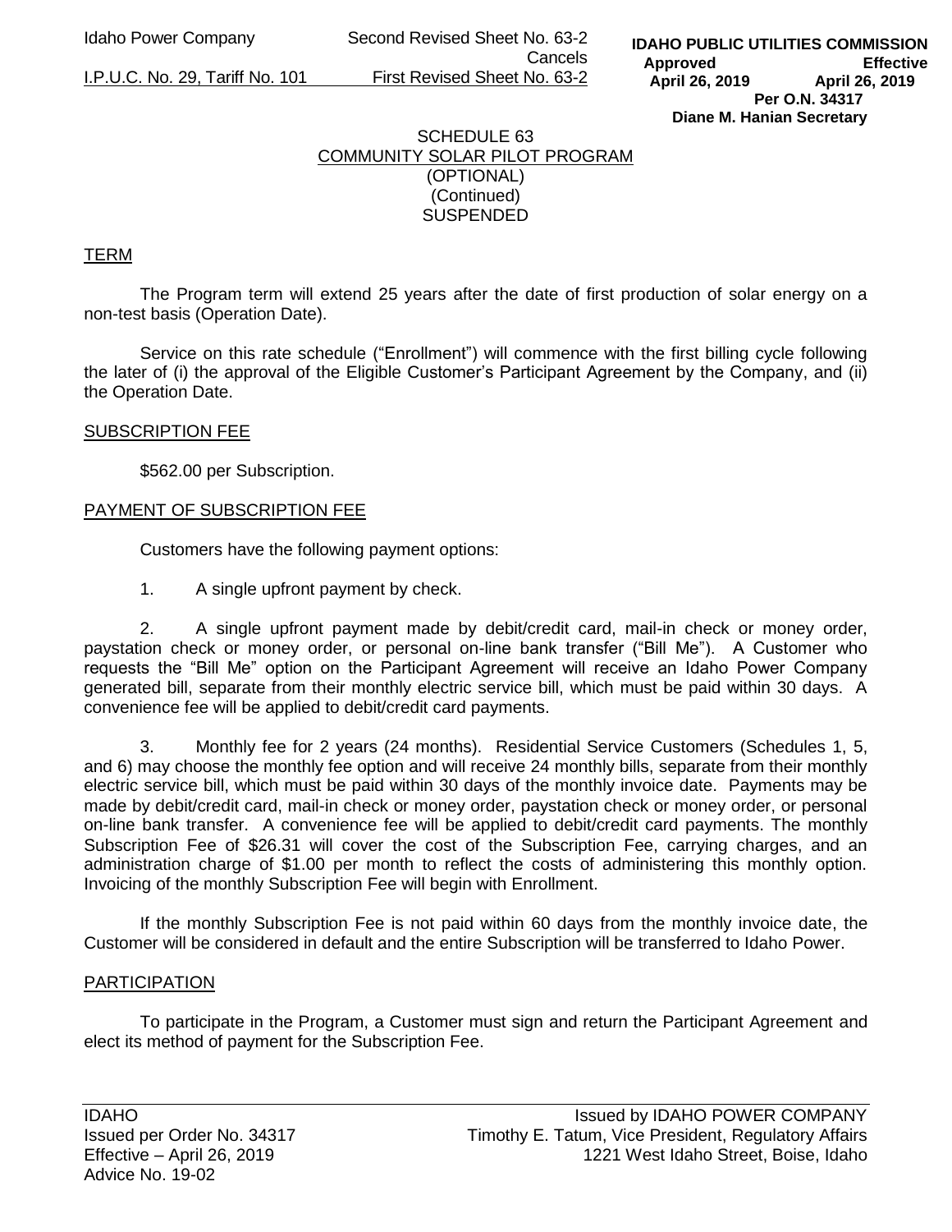SCHEDULE 63
COMMUNITY SOLAR PILOT PROGRAM
(OPTIONAL)
(Continued)
SUSPENDED

## TERM

The Program term will extend 25 years after the date of first production of solar energy on a non-test basis (Operation Date).

Service on this rate schedule ("Enrollment") will commence with the first billing cycle following the later of (i) the approval of the Eligible Customer's Participant Agreement by the Company, and (ii) the Operation Date.

## SUBSCRIPTION FEE

$562.00 per Subscription.

## PAYMENT OF SUBSCRIPTION FEE

Customers have the following payment options:

1. A single upfront payment by check.

2. A single upfront payment made by debit/credit card, mail-in check or money order, paystation check or money order, or personal on-line bank transfer ("Bill Me"). A Customer who requests the "Bill Me" option on the Participant Agreement will receive an Idaho Power Company generated bill, separate from their monthly electric service bill, which must be paid within 30 days. A convenience fee will be applied to debit/credit card payments.

3. Monthly fee for 2 years (24 months). Residential Service Customers (Schedules 1, 5, and 6) may choose the monthly fee option and will receive 24 monthly bills, separate from their monthly electric service bill, which must be paid within 30 days of the monthly invoice date. Payments may be made by debit/credit card, mail-in check or money order, paystation check or money order, or personal on-line bank transfer. A convenience fee will be applied to debit/credit card payments. The monthly Subscription Fee of $26.31 will cover the cost of the Subscription Fee, carrying charges, and an administration charge of $1.00 per month to reflect the costs of administering this monthly option. Invoicing of the monthly Subscription Fee will begin with Enrollment.

If the monthly Subscription Fee is not paid within 60 days from the monthly invoice date, the Customer will be considered in default and the entire Subscription will be transferred to Idaho Power.

## PARTICIPATION

To participate in the Program, a Customer must sign and return the Participant Agreement and elect its method of payment for the Subscription Fee.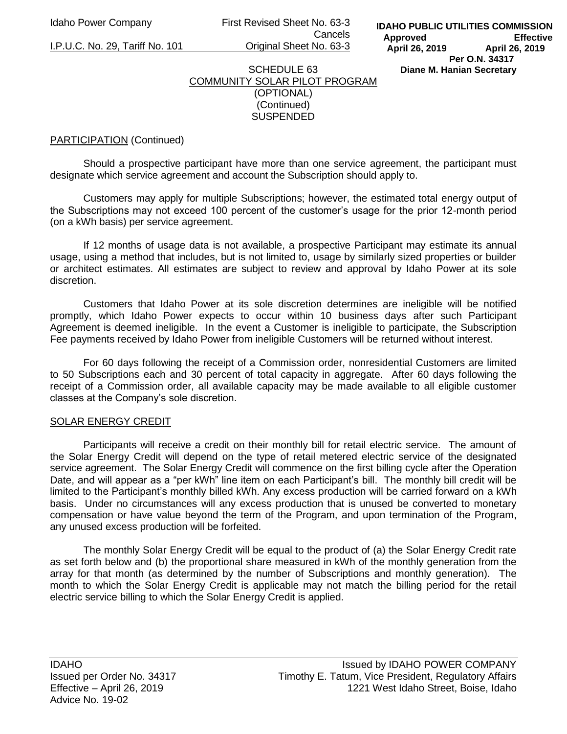SCHEDULE 63
COMMUNITY SOLAR PILOT PROGRAM
(OPTIONAL)
(Continued)
SUSPENDED

PARTICIPATION (Continued)

Should a prospective participant have more than one service agreement, the participant must designate which service agreement and account the Subscription should apply to.

Customers may apply for multiple Subscriptions; however, the estimated total energy output of the Subscriptions may not exceed 100 percent of the customer's usage for the prior 12-month period (on a kWh basis) per service agreement.

If 12 months of usage data is not available, a prospective Participant may estimate its annual usage, using a method that includes, but is not limited to, usage by similarly sized properties or builder or architect estimates. All estimates are subject to review and approval by Idaho Power at its sole discretion.

Customers that Idaho Power at its sole discretion determines are ineligible will be notified promptly, which Idaho Power expects to occur within 10 business days after such Participant Agreement is deemed ineligible. In the event a Customer is ineligible to participate, the Subscription Fee payments received by Idaho Power from ineligible Customers will be returned without interest.

For 60 days following the receipt of a Commission order, nonresidential Customers are limited to 50 Subscriptions each and 30 percent of total capacity in aggregate. After 60 days following the receipt of a Commission order, all available capacity may be made available to all eligible customer classes at the Company's sole discretion.

SOLAR ENERGY CREDIT

Participants will receive a credit on their monthly bill for retail electric service. The amount of the Solar Energy Credit will depend on the type of retail metered electric service of the designated service agreement. The Solar Energy Credit will commence on the first billing cycle after the Operation Date, and will appear as a "per kWh" line item on each Participant's bill. The monthly bill credit will be limited to the Participant's monthly billed kWh. Any excess production will be carried forward on a kWh basis. Under no circumstances will any excess production that is unused be converted to monetary compensation or have value beyond the term of the Program, and upon termination of the Program, any unused excess production will be forfeited.

The monthly Solar Energy Credit will be equal to the product of (a) the Solar Energy Credit rate as set forth below and (b) the proportional share measured in kWh of the monthly generation from the array for that month (as determined by the number of Subscriptions and monthly generation). The month to which the Solar Energy Credit is applicable may not match the billing period for the retail electric service billing to which the Solar Energy Credit is applied.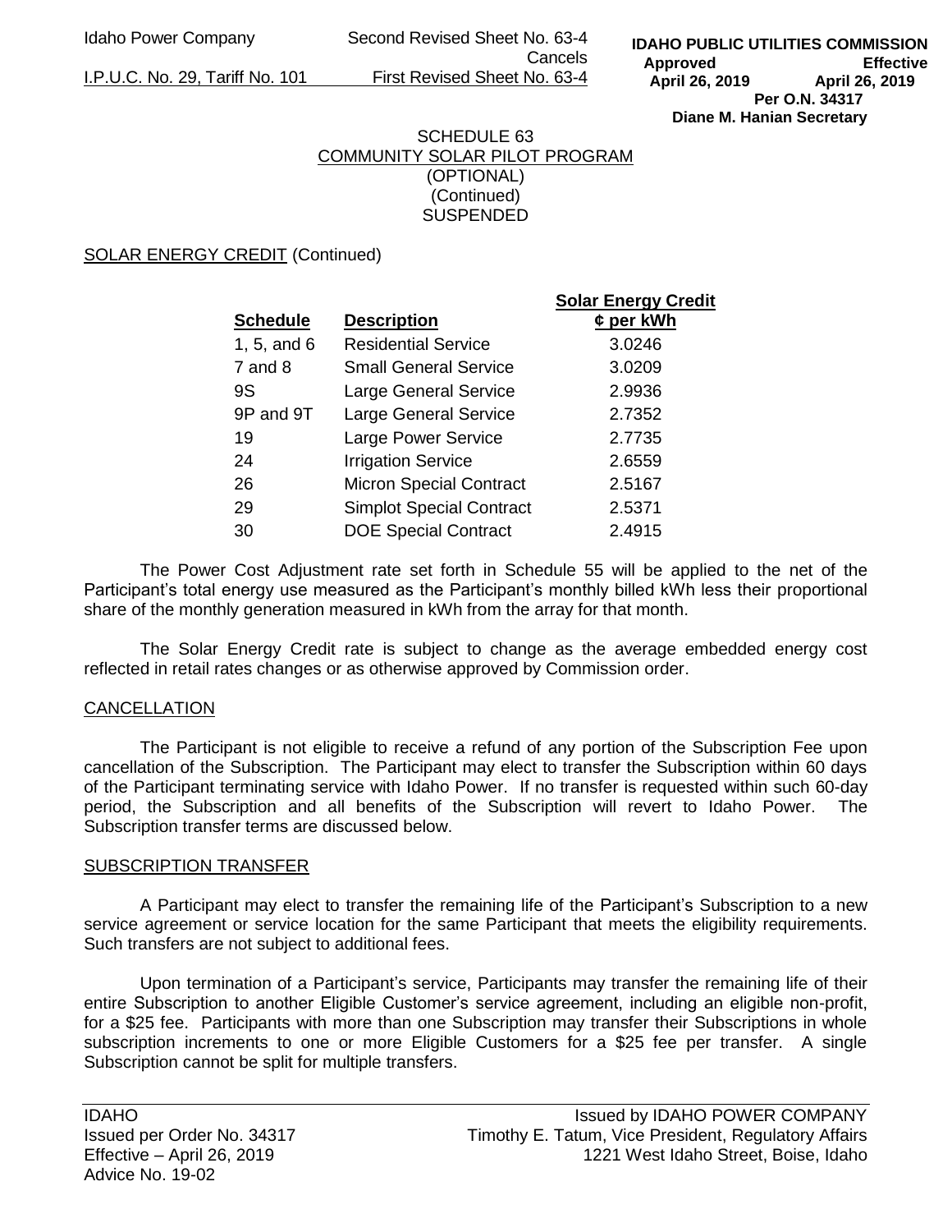SCHEDULE 63
COMMUNITY SOLAR PILOT PROGRAM
(OPTIONAL)
(Continued)
SUSPENDED

SOLAR ENERGY CREDIT (Continued)

| Schedule | Description | Solar Energy Credit ¢ per kWh |
|---|---|---|
| 1, 5, and 6 | Residential Service | 3.0246 |
| 7 and 8 | Small General Service | 3.0209 |
| 9S | Large General Service | 2.9936 |
| 9P and 9T | Large General Service | 2.7352 |
| 19 | Large Power Service | 2.7735 |
| 24 | Irrigation Service | 2.6559 |
| 26 | Micron Special Contract | 2.5167 |
| 29 | Simplot Special Contract | 2.5371 |
| 30 | DOE Special Contract | 2.4915 |

The Power Cost Adjustment rate set forth in Schedule 55 will be applied to the net of the Participant's total energy use measured as the Participant's monthly billed kWh less their proportional share of the monthly generation measured in kWh from the array for that month.

The Solar Energy Credit rate is subject to change as the average embedded energy cost reflected in retail rates changes or as otherwise approved by Commission order.

CANCELLATION

The Participant is not eligible to receive a refund of any portion of the Subscription Fee upon cancellation of the Subscription. The Participant may elect to transfer the Subscription within 60 days of the Participant terminating service with Idaho Power. If no transfer is requested within such 60-day period, the Subscription and all benefits of the Subscription will revert to Idaho Power. The Subscription transfer terms are discussed below.

SUBSCRIPTION TRANSFER

A Participant may elect to transfer the remaining life of the Participant's Subscription to a new service agreement or service location for the same Participant that meets the eligibility requirements. Such transfers are not subject to additional fees.

Upon termination of a Participant's service, Participants may transfer the remaining life of their entire Subscription to another Eligible Customer's service agreement, including an eligible non-profit, for a $25 fee. Participants with more than one Subscription may transfer their Subscriptions in whole subscription increments to one or more Eligible Customers for a $25 fee per transfer. A single Subscription cannot be split for multiple transfers.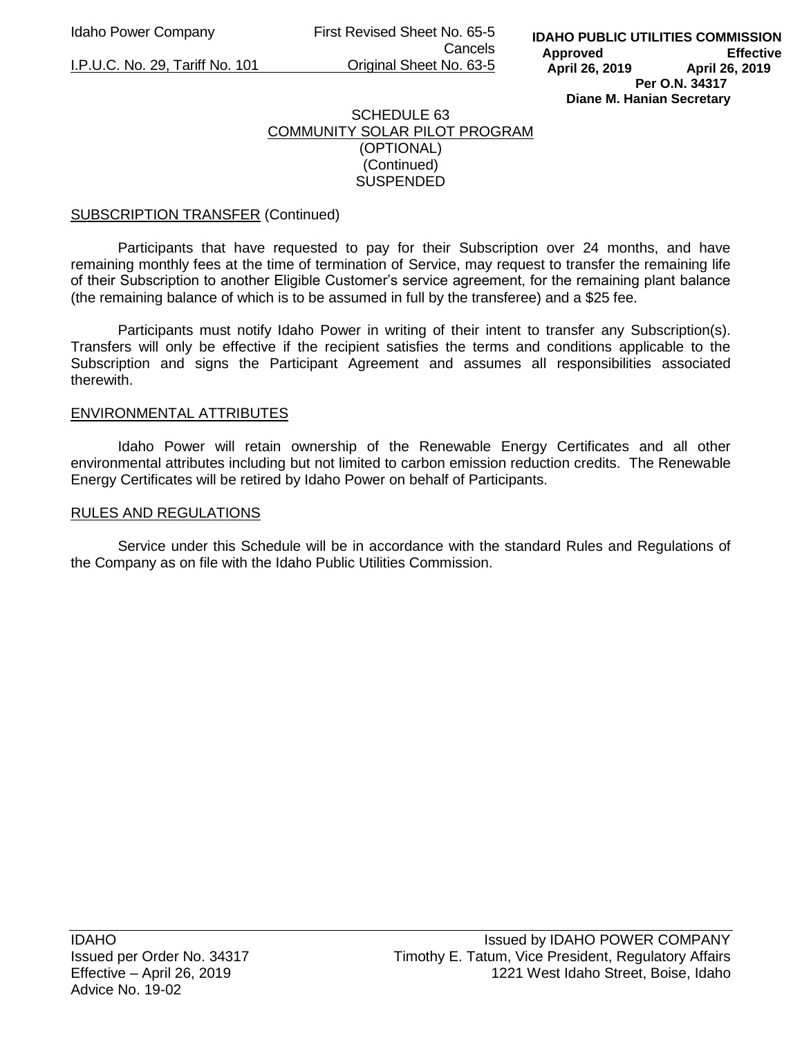SCHEDULE 63
COMMUNITY SOLAR PILOT PROGRAM
(OPTIONAL)
(Continued)
SUSPENDED

SUBSCRIPTION TRANSFER (Continued)

Participants that have requested to pay for their Subscription over 24 months, and have remaining monthly fees at the time of termination of Service, may request to transfer the remaining life of their Subscription to another Eligible Customer's service agreement, for the remaining plant balance (the remaining balance of which is to be assumed in full by the transferee) and a $25 fee.

Participants must notify Idaho Power in writing of their intent to transfer any Subscription(s). Transfers will only be effective if the recipient satisfies the terms and conditions applicable to the Subscription and signs the Participant Agreement and assumes all responsibilities associated therewith.

## ENVIRONMENTAL ATTRIBUTES

Idaho Power will retain ownership of the Renewable Energy Certificates and all other environmental attributes including but not limited to carbon emission reduction credits. The Renewable Energy Certificates will be retired by Idaho Power on behalf of Participants.

## RULES AND REGULATIONS

Service under this Schedule will be in accordance with the standard Rules and Regulations of the Company as on file with the Idaho Public Utilities Commission.